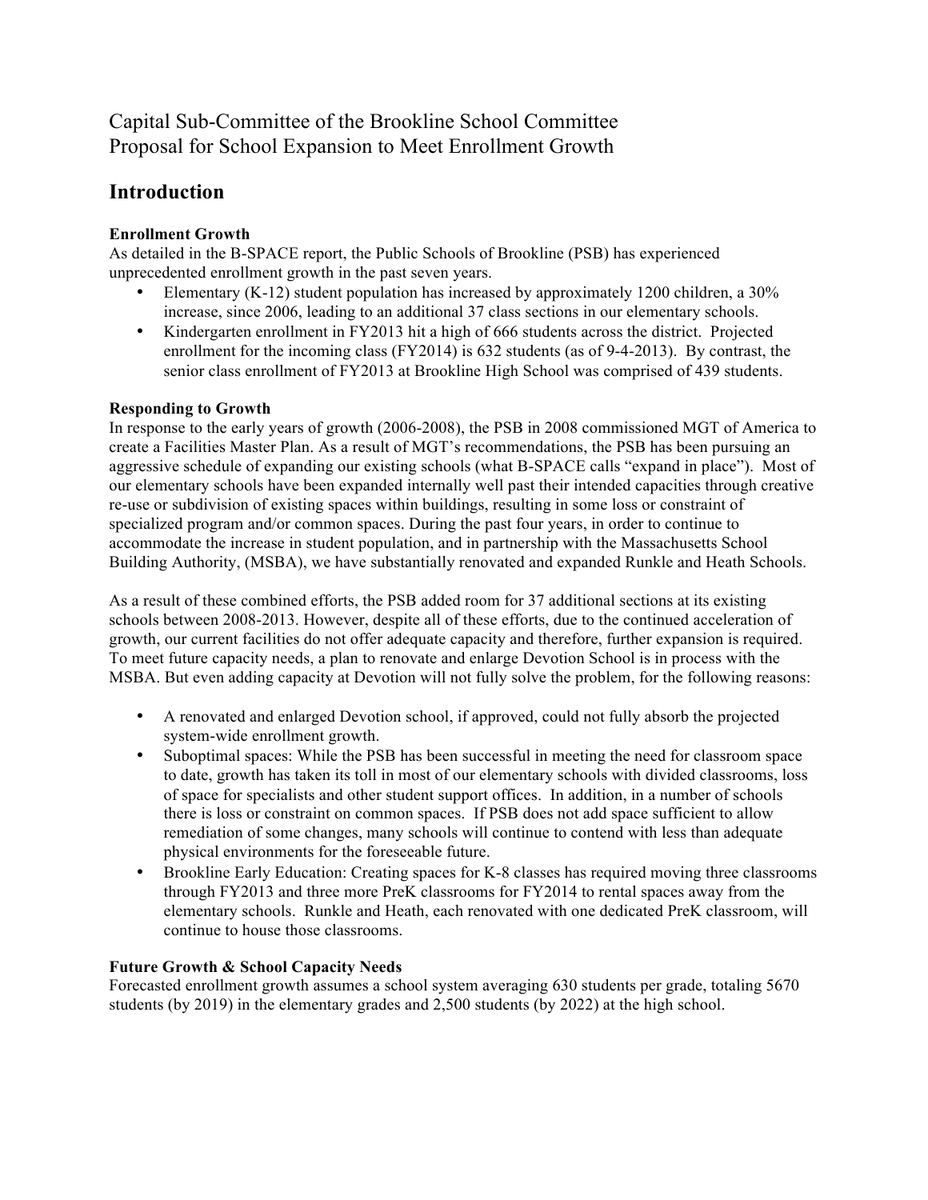Capital Sub-Committee of the Brookline School Committee
Proposal for School Expansion to Meet Enrollment Growth

## Introduction

**Enrollment Growth**

As detailed in the B-SPACE report, the Public Schools of Brookline (PSB) has experienced unprecedented enrollment growth in the past seven years.

- Elementary (K-12) student population has increased by approximately 1200 children, a 30% increase, since 2006, leading to an additional 37 class sections in our elementary schools.
- Kindergarten enrollment in FY2013 hit a high of 666 students across the district. Projected enrollment for the incoming class (FY2014) is 632 students (as of 9-4-2013). By contrast, the senior class enrollment of FY2013 at Brookline High School was comprised of 439 students.

**Responding to Growth**

In response to the early years of growth (2006-2008), the PSB in 2008 commissioned MGT of America to create a Facilities Master Plan. As a result of MGT's recommendations, the PSB has been pursuing an aggressive schedule of expanding our existing schools (what B-SPACE calls "expand in place"). Most of our elementary schools have been expanded internally well past their intended capacities through creative re-use or subdivision of existing spaces within buildings, resulting in some loss or constraint of specialized program and/or common spaces. During the past four years, in order to continue to accommodate the increase in student population, and in partnership with the Massachusetts School Building Authority, (MSBA), we have substantially renovated and expanded Runkle and Heath Schools.

As a result of these combined efforts, the PSB added room for 37 additional sections at its existing schools between 2008-2013. However, despite all of these efforts, due to the continued acceleration of growth, our current facilities do not offer adequate capacity and therefore, further expansion is required. To meet future capacity needs, a plan to renovate and enlarge Devotion School is in process with the MSBA. But even adding capacity at Devotion will not fully solve the problem, for the following reasons:

- A renovated and enlarged Devotion school, if approved, could not fully absorb the projected system-wide enrollment growth.
- Suboptimal spaces: While the PSB has been successful in meeting the need for classroom space to date, growth has taken its toll in most of our elementary schools with divided classrooms, loss of space for specialists and other student support offices. In addition, in a number of schools there is loss or constraint on common spaces. If PSB does not add space sufficient to allow remediation of some changes, many schools will continue to contend with less than adequate physical environments for the foreseeable future.
- Brookline Early Education: Creating spaces for K-8 classes has required moving three classrooms through FY2013 and three more PreK classrooms for FY2014 to rental spaces away from the elementary schools. Runkle and Heath, each renovated with one dedicated PreK classroom, will continue to house those classrooms.

**Future Growth & School Capacity Needs**

Forecasted enrollment growth assumes a school system averaging 630 students per grade, totaling 5670 students (by 2019) in the elementary grades and 2,500 students (by 2022) at the high school.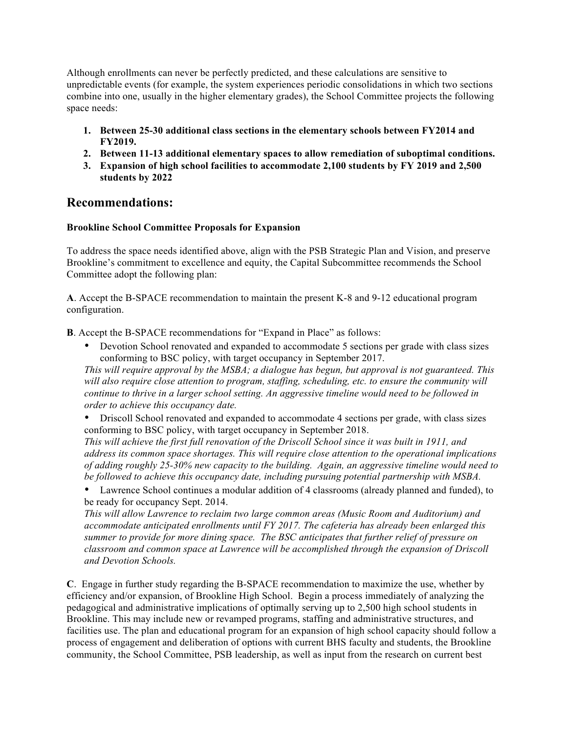Although enrollments can never be perfectly predicted, and these calculations are sensitive to unpredictable events (for example, the system experiences periodic consolidations in which two sections combine into one, usually in the higher elementary grades), the School Committee projects the following space needs:

1. **Between 25-30 additional class sections in the elementary schools between FY2014 and FY2019.**
2. **Between 11-13 additional elementary spaces to allow remediation of suboptimal conditions.**
3. **Expansion of high school facilities to accommodate 2,100 students by FY 2019 and 2,500 students by 2022**

## Recommendations:

**Brookline School Committee Proposals for Expansion**

To address the space needs identified above, align with the PSB Strategic Plan and Vision, and preserve Brookline's commitment to excellence and equity, the Capital Subcommittee recommends the School Committee adopt the following plan:

**A**. Accept the B-SPACE recommendation to maintain the present K-8 and 9-12 educational program configuration.

**B**. Accept the B-SPACE recommendations for "Expand in Place" as follows:

- Devotion School renovated and expanded to accommodate 5 sections per grade with class sizes conforming to BSC policy, with target occupancy in September 2017.

*This will require approval by the MSBA; a dialogue has begun, but approval is not guaranteed. This will also require close attention to program, staffing, scheduling, etc. to ensure the community will continue to thrive in a larger school setting. An aggressive timeline would need to be followed in order to achieve this occupancy date.*

- Driscoll School renovated and expanded to accommodate 4 sections per grade, with class sizes conforming to BSC policy, with target occupancy in September 2018.

*This will achieve the first full renovation of the Driscoll School since it was built in 1911, and address its common space shortages. This will require close attention to the operational implications of adding roughly 25-30% new capacity to the building. Again, an aggressive timeline would need to be followed to achieve this occupancy date, including pursuing potential partnership with MSBA.*

- Lawrence School continues a modular addition of 4 classrooms (already planned and funded), to be ready for occupancy Sept. 2014.

*This will allow Lawrence to reclaim two large common areas (Music Room and Auditorium) and accommodate anticipated enrollments until FY 2017. The cafeteria has already been enlarged this summer to provide for more dining space. The BSC anticipates that further relief of pressure on classroom and common space at Lawrence will be accomplished through the expansion of Driscoll and Devotion Schools.*

**C**. Engage in further study regarding the B-SPACE recommendation to maximize the use, whether by efficiency and/or expansion, of Brookline High School. Begin a process immediately of analyzing the pedagogical and administrative implications of optimally serving up to 2,500 high school students in Brookline. This may include new or revamped programs, staffing and administrative structures, and facilities use. The plan and educational program for an expansion of high school capacity should follow a process of engagement and deliberation of options with current BHS faculty and students, the Brookline community, the School Committee, PSB leadership, as well as input from the research on current best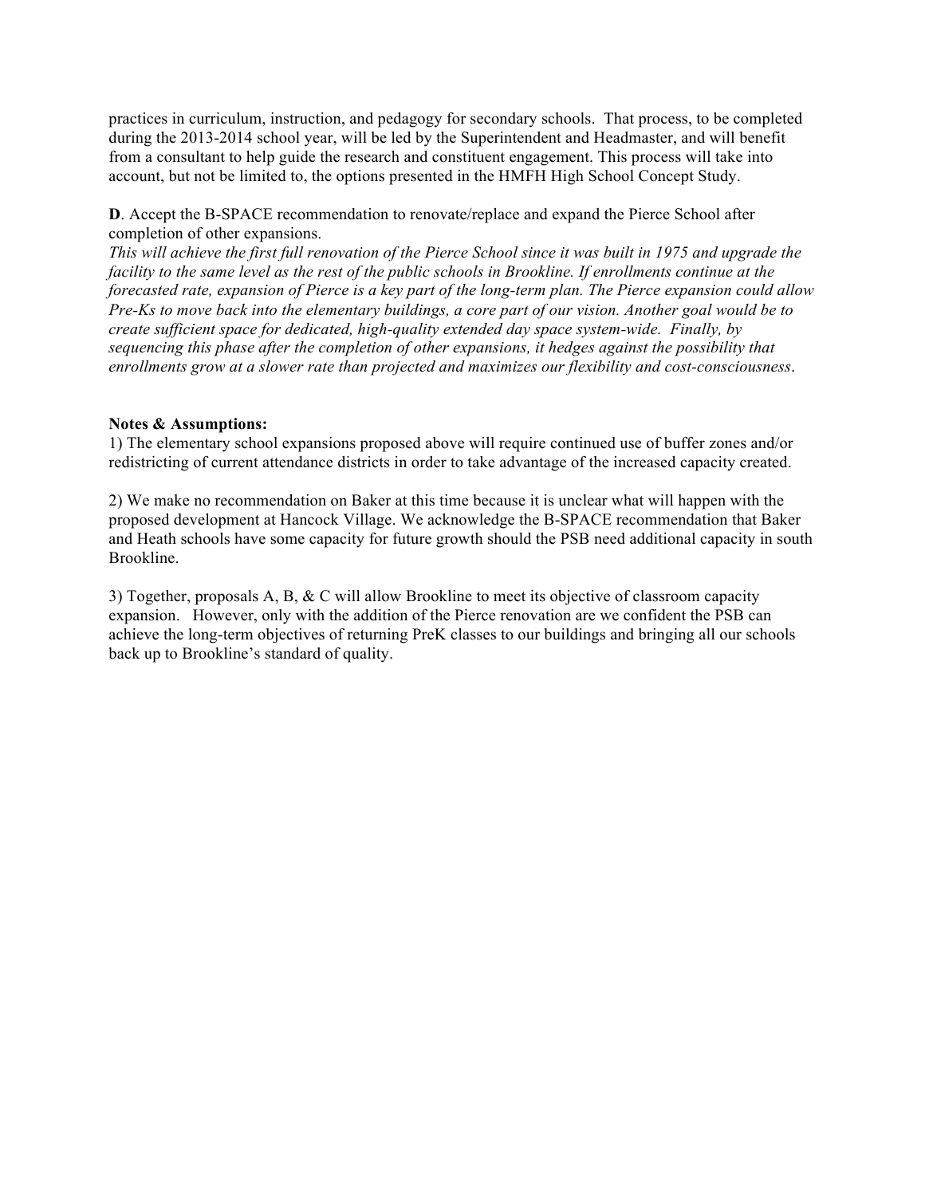practices in curriculum, instruction, and pedagogy for secondary schools. That process, to be completed during the 2013-2014 school year, will be led by the Superintendent and Headmaster, and will benefit from a consultant to help guide the research and constituent engagement. This process will take into account, but not be limited to, the options presented in the HMFH High School Concept Study.

**D**. Accept the B-SPACE recommendation to renovate/replace and expand the Pierce School after completion of other expansions.
*This will achieve the first full renovation of the Pierce School since it was built in 1975 and upgrade the facility to the same level as the rest of the public schools in Brookline. If enrollments continue at the forecasted rate, expansion of Pierce is a key part of the long-term plan. The Pierce expansion could allow Pre-Ks to move back into the elementary buildings, a core part of our vision. Another goal would be to create sufficient space for dedicated, high-quality extended day space system-wide. Finally, by sequencing this phase after the completion of other expansions, it hedges against the possibility that enrollments grow at a slower rate than projected and maximizes our flexibility and cost-consciousness*.

**Notes & Assumptions:**

1) The elementary school expansions proposed above will require continued use of buffer zones and/or redistricting of current attendance districts in order to take advantage of the increased capacity created.

2) We make no recommendation on Baker at this time because it is unclear what will happen with the proposed development at Hancock Village. We acknowledge the B-SPACE recommendation that Baker and Heath schools have some capacity for future growth should the PSB need additional capacity in south Brookline.

3) Together, proposals A, B, & C will allow Brookline to meet its objective of classroom capacity expansion. However, only with the addition of the Pierce renovation are we confident the PSB can achieve the long-term objectives of returning PreK classes to our buildings and bringing all our schools back up to Brookline's standard of quality.